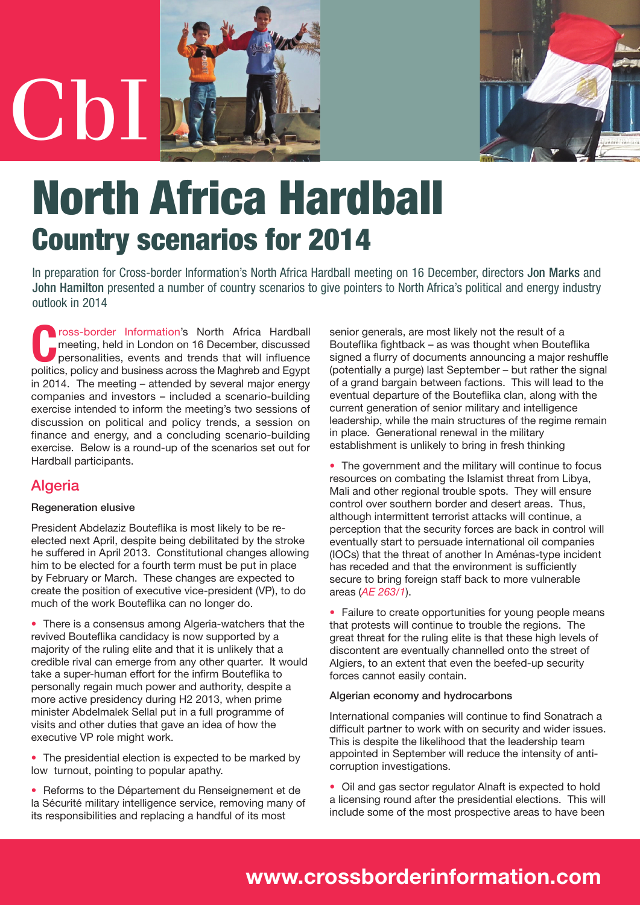CbI

# North Africa Hardball

## Country scenarios for 2014

In preparation for Cross-border Information's North Africa Hardball meeting on 16 December, directors **Jon Marks** and **John Hamilton** presented a number of country scenarios to give pointers to North Africa's political and energy industry outlook in 2014

Cross-border Information's North Africa Hardball meeting, held in London on 16 December, discussed personalities, events and trends that will influence politics, policy and business across the Maghreb and Egypt in 2014. The meeting – attended by several major energy companies and investors – included a scenario-building exercise intended to inform the meeting's two sessions of discussion on political and policy trends, a session on finance and energy, and a concluding scenario-building exercise. Below is a round-up of the scenarios set out for Hardball participants.

## Algeria

### Regeneration elusive

President Abdelaziz Bouteflika is most likely to be re-elected next April, despite being debilitated by the stroke he suffered in April 2013. Constitutional changes allowing him to be elected for a fourth term must be put in place by February or March. These changes are expected to create the position of executive vice-president (VP), to do much of the work Bouteflika can no longer do.

- There is a consensus among Algeria-watchers that the revived Bouteflika candidacy is now supported by a majority of the ruling elite and that it is unlikely that a credible rival can emerge from any other quarter. It would take a super-human effort for the infirm Bouteflika to personally regain much power and authority, despite a more active presidency during H2 2013, when prime minister Abdelmalek Sellal put in a full programme of visits and other duties that gave an idea of how the executive VP role might work.
- The presidential election is expected to be marked by low turnout, pointing to popular apathy.
- Reforms to the Département du Renseignement et de la Sécurité military intelligence service, removing many of its responsibilities and replacing a handful of its most senior generals, are most likely not the result of a Bouteflika fightback – as was thought when Bouteflika signed a flurry of documents announcing a major reshuffle (potentially a purge) last September – but rather the signal of a grand bargain between factions. This will lead to the eventual departure of the Bouteflika clan, along with the current generation of senior military and intelligence leadership, while the main structures of the regime remain in place. Generational renewal in the military establishment is unlikely to bring in fresh thinking
- The government and the military will continue to focus resources on combating the Islamist threat from Libya, Mali and other regional trouble spots. They will ensure control over southern border and desert areas. Thus, although intermittent terrorist attacks will continue, a perception that the security forces are back in control will eventually start to persuade international oil companies (IOCs) that the threat of another In Aménas-type incident has receded and that the environment is sufficiently secure to bring foreign staff back to more vulnerable areas (*AE 263/1*).
- Failure to create opportunities for young people means that protests will continue to trouble the regions. The great threat for the ruling elite is that these high levels of discontent are eventually channelled onto the street of Algiers, to an extent that even the beefed-up security forces cannot easily contain.

### Algerian economy and hydrocarbons

International companies will continue to find Sonatrach a difficult partner to work with on security and wider issues. This is despite the likelihood that the leadership team appointed in September will reduce the intensity of anti-corruption investigations.

- Oil and gas sector regulator Alnaft is expected to hold a licensing round after the presidential elections. This will include some of the most prospective areas to have been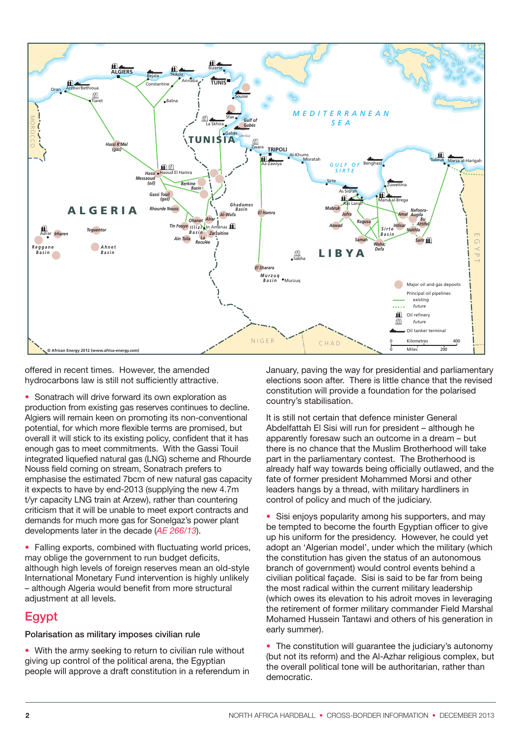offered in recent times. However, the amended hydrocarbons law is still not sufficiently attractive.

- Sonatrach will drive forward its own exploration as production from existing gas reserves continues to decline. Algiers will remain keen on promoting its non-conventional potential, for which more flexible terms are promised, but overall it will stick to its existing policy, confident that it has enough gas to meet commitments. With the Gassi Touil integrated liquefied natural gas (LNG) scheme and Rhourde Nouss field coming on stream, Sonatrach prefers to emphasise the estimated 7bcm of new natural gas capacity it expects to have by end-2013 (supplying the new 4.7m t/yr capacity LNG train at Arzew), rather than countering criticism that it will be unable to meet export contracts and demands for much more gas for Sonelgaz's power plant developments later in the decade (*AE 266/13*).

- Falling exports, combined with fluctuating world prices, may oblige the government to run budget deficits, although high levels of foreign reserves mean an old-style International Monetary Fund intervention is highly unlikely – although Algeria would benefit from more structural adjustment at all levels.

## Egypt

### Polarisation as military imposes civilian rule

- With the army seeking to return to civilian rule without giving up control of the political arena, the Egyptian people will approve a draft constitution in a referendum in January, paving the way for presidential and parliamentary elections soon after. There is little chance that the revised constitution will provide a foundation for the polarised country's stabilisation.

It is still not certain that defence minister General Abdelfattah El Sisi will run for president – although he apparently foresaw such an outcome in a dream – but there is no chance that the Muslim Brotherhood will take part in the parliamentary contest. The Brotherhood is already half way towards being officially outlawed, and the fate of former president Mohammed Morsi and other leaders hangs by a thread, with military hardliners in control of policy and much of the judiciary.

- Sisi enjoys popularity among his supporters, and may be tempted to become the fourth Egyptian officer to give up his uniform for the presidency. However, he could yet adopt an 'Algerian model', under which the military (which the constitution has given the status of an autonomous branch of government) would control events behind a civilian political façade. Sisi is said to be far from being the most radical within the current military leadership (which owes its elevation to his adroit moves in leveraging the retirement of former military commander Field Marshal Mohamed Hussein Tantawi and others of his generation in early summer).

- The constitution will guarantee the judiciary's autonomy (but not its reform) and the Al-Azhar religious complex, but the overall political tone will be authoritarian, rather than democratic.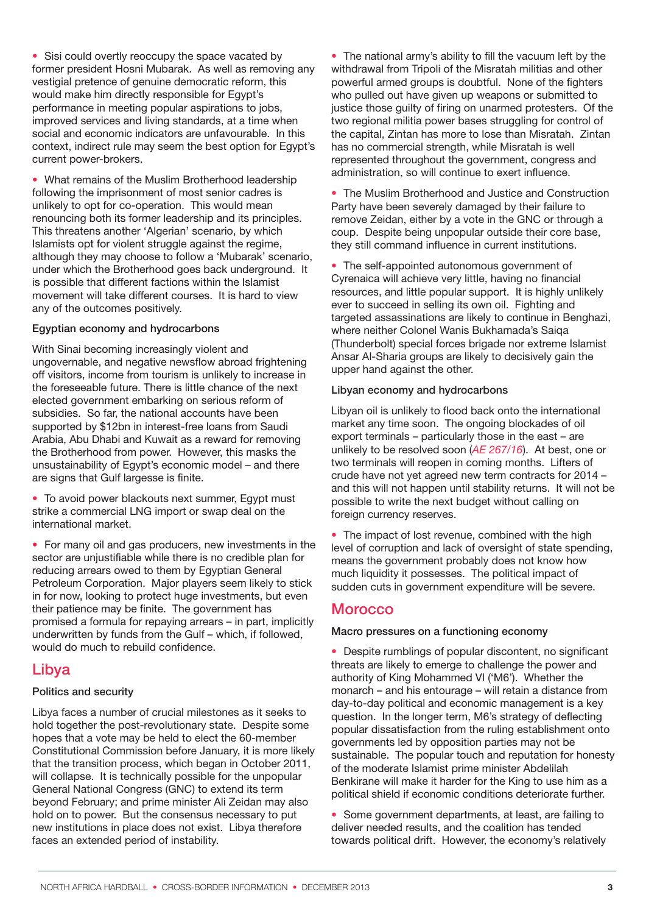- Sisi could overtly reoccupy the space vacated by former president Hosni Mubarak. As well as removing any vestigial pretence of genuine democratic reform, this would make him directly responsible for Egypt's performance in meeting popular aspirations to jobs, improved services and living standards, at a time when social and economic indicators are unfavourable. In this context, indirect rule may seem the best option for Egypt's current power-brokers.

- What remains of the Muslim Brotherhood leadership following the imprisonment of most senior cadres is unlikely to opt for co-operation. This would mean renouncing both its former leadership and its principles. This threatens another 'Algerian' scenario, by which Islamists opt for violent struggle against the regime, although they may choose to follow a 'Mubarak' scenario, under which the Brotherhood goes back underground. It is possible that different factions within the Islamist movement will take different courses. It is hard to view any of the outcomes positively.

### Egyptian economy and hydrocarbons

With Sinai becoming increasingly violent and ungovernable, and negative newsflow abroad frightening off visitors, income from tourism is unlikely to increase in the foreseeable future. There is little chance of the next elected government embarking on serious reform of subsidies. So far, the national accounts have been supported by $12bn in interest-free loans from Saudi Arabia, Abu Dhabi and Kuwait as a reward for removing the Brotherhood from power. However, this masks the unsustainability of Egypt's economic model – and there are signs that Gulf largesse is finite.

- To avoid power blackouts next summer, Egypt must strike a commercial LNG import or swap deal on the international market.

- For many oil and gas producers, new investments in the sector are unjustifiable while there is no credible plan for reducing arrears owed to them by Egyptian General Petroleum Corporation. Major players seem likely to stick in for now, looking to protect huge investments, but even their patience may be finite. The government has promised a formula for repaying arrears – in part, implicitly underwritten by funds from the Gulf – which, if followed, would do much to rebuild confidence.

## Libya

### Politics and security

Libya faces a number of crucial milestones as it seeks to hold together the post-revolutionary state. Despite some hopes that a vote may be held to elect the 60-member Constitutional Commission before January, it is more likely that the transition process, which began in October 2011, will collapse. It is technically possible for the unpopular General National Congress (GNC) to extend its term beyond February; and prime minister Ali Zeidan may also hold on to power. But the consensus necessary to put new institutions in place does not exist. Libya therefore faces an extended period of instability.

- The national army's ability to fill the vacuum left by the withdrawal from Tripoli of the Misratah militias and other powerful armed groups is doubtful. None of the fighters who pulled out have given up weapons or submitted to justice those guilty of firing on unarmed protesters. Of the two regional militia power bases struggling for control of the capital, Zintan has more to lose than Misratah. Zintan has no commercial strength, while Misratah is well represented throughout the government, congress and administration, so will continue to exert influence.

- The Muslim Brotherhood and Justice and Construction Party have been severely damaged by their failure to remove Zeidan, either by a vote in the GNC or through a coup. Despite being unpopular outside their core base, they still command influence in current institutions.

- The self-appointed autonomous government of Cyrenaica will achieve very little, having no financial resources, and little popular support. It is highly unlikely ever to succeed in selling its own oil. Fighting and targeted assassinations are likely to continue in Benghazi, where neither Colonel Wanis Bukhamada's Saiqa (Thunderbolt) special forces brigade nor extreme Islamist Ansar Al-Sharia groups are likely to decisively gain the upper hand against the other.

### Libyan economy and hydrocarbons

Libyan oil is unlikely to flood back onto the international market any time soon. The ongoing blockades of oil export terminals – particularly those in the east – are unlikely to be resolved soon (*AE 267/16*). At best, one or two terminals will reopen in coming months. Lifters of crude have not yet agreed new term contracts for 2014 – and this will not happen until stability returns. It will not be possible to write the next budget without calling on foreign currency reserves.

- The impact of lost revenue, combined with the high level of corruption and lack of oversight of state spending, means the government probably does not know how much liquidity it possesses. The political impact of sudden cuts in government expenditure will be severe.

## Morocco

### Macro pressures on a functioning economy

- Despite rumblings of popular discontent, no significant threats are likely to emerge to challenge the power and authority of King Mohammed VI ('M6'). Whether the monarch – and his entourage – will retain a distance from day-to-day political and economic management is a key question. In the longer term, M6's strategy of deflecting popular dissatisfaction from the ruling establishment onto governments led by opposition parties may not be sustainable. The popular touch and reputation for honesty of the moderate Islamist prime minister Abdelilah Benkirane will make it harder for the King to use him as a political shield if economic conditions deteriorate further.

- Some government departments, at least, are failing to deliver needed results, and the coalition has tended towards political drift. However, the economy's relatively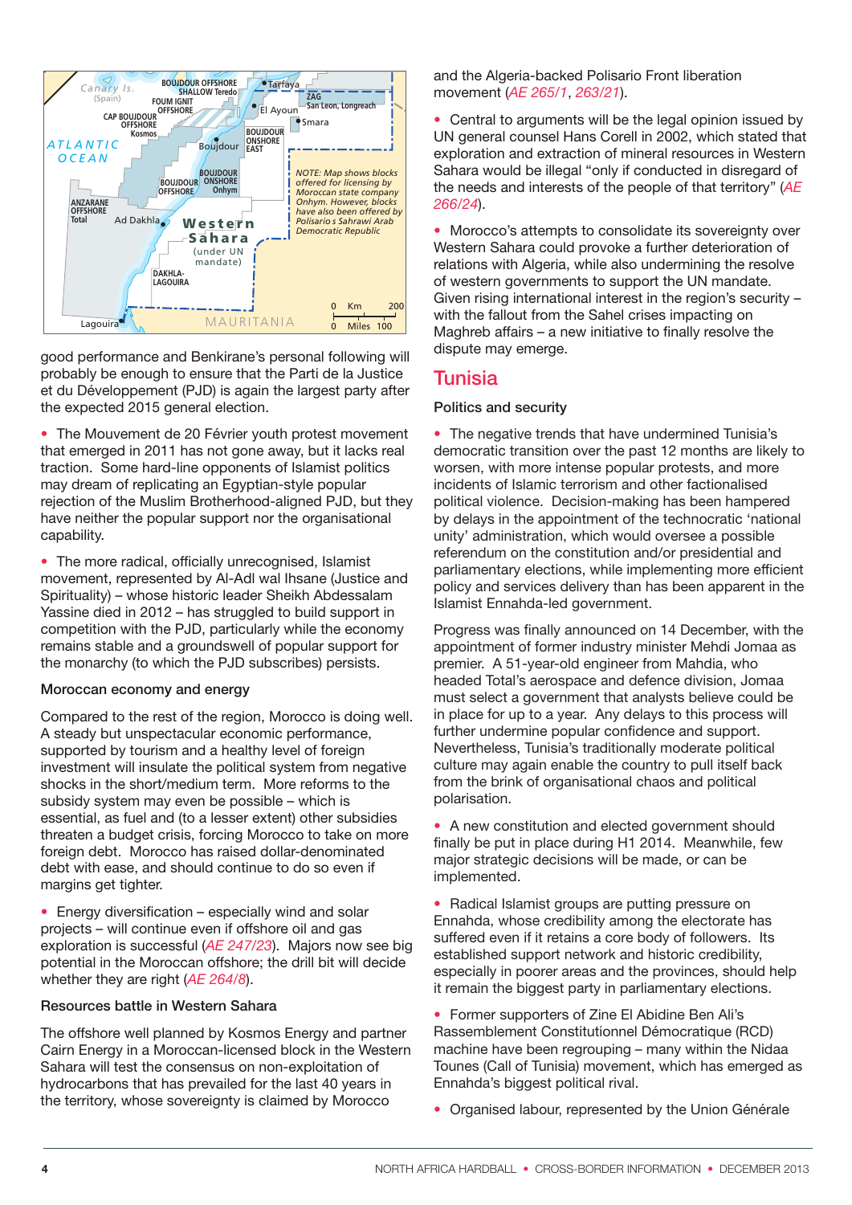good performance and Benkirane's personal following will probably be enough to ensure that the Parti de la Justice et du Développement (PJD) is again the largest party after the expected 2015 general election.

- The Mouvement de 20 Février youth protest movement that emerged in 2011 has not gone away, but it lacks real traction. Some hard-line opponents of Islamist politics may dream of replicating an Egyptian-style popular rejection of the Muslim Brotherhood-aligned PJD, but they have neither the popular support nor the organisational capability.

- The more radical, officially unrecognised, Islamist movement, represented by Al-Adl wal Ihsane (Justice and Spirituality) – whose historic leader Sheikh Abdessalam Yassine died in 2012 – has struggled to build support in competition with the PJD, particularly while the economy remains stable and a groundswell of popular support for the monarchy (to which the PJD subscribes) persists.

### Moroccan economy and energy

Compared to the rest of the region, Morocco is doing well. A steady but unspectacular economic performance, supported by tourism and a healthy level of foreign investment will insulate the political system from negative shocks in the short/medium term. More reforms to the subsidy system may even be possible – which is essential, as fuel and (to a lesser extent) other subsidies threaten a budget crisis, forcing Morocco to take on more foreign debt. Morocco has raised dollar-denominated debt with ease, and should continue to do so even if margins get tighter.

- Energy diversification – especially wind and solar projects – will continue even if offshore oil and gas exploration is successful (*AE 247/23*). Majors now see big potential in the Moroccan offshore; the drill bit will decide whether they are right (*AE 264/8*).

### Resources battle in Western Sahara

The offshore well planned by Kosmos Energy and partner Cairn Energy in a Moroccan-licensed block in the Western Sahara will test the consensus on non-exploitation of hydrocarbons that has prevailed for the last 40 years in the territory, whose sovereignty is claimed by Morocco and the Algeria-backed Polisario Front liberation movement (*AE 265/1*, *263/21*).

- Central to arguments will be the legal opinion issued by UN general counsel Hans Corell in 2002, which stated that exploration and extraction of mineral resources in Western Sahara would be illegal "only if conducted in disregard of the needs and interests of the people of that territory" (*AE 266/24*).

- Morocco's attempts to consolidate its sovereignty over Western Sahara could provoke a further deterioration of relations with Algeria, while also undermining the resolve of western governments to support the UN mandate. Given rising international interest in the region's security – with the fallout from the Sahel crises impacting on Maghreb affairs – a new initiative to finally resolve the dispute may emerge.

## Tunisia

### Politics and security

- The negative trends that have undermined Tunisia's democratic transition over the past 12 months are likely to worsen, with more intense popular protests, and more incidents of Islamic terrorism and other factionalised political violence. Decision-making has been hampered by delays in the appointment of the technocratic 'national unity' administration, which would oversee a possible referendum on the constitution and/or presidential and parliamentary elections, while implementing more efficient policy and services delivery than has been apparent in the Islamist Ennahda-led government.

Progress was finally announced on 14 December, with the appointment of former industry minister Mehdi Jomaa as premier. A 51-year-old engineer from Mahdia, who headed Total's aerospace and defence division, Jomaa must select a government that analysts believe could be in place for up to a year. Any delays to this process will further undermine popular confidence and support. Nevertheless, Tunisia's traditionally moderate political culture may again enable the country to pull itself back from the brink of organisational chaos and political polarisation.

- A new constitution and elected government should finally be put in place during H1 2014. Meanwhile, few major strategic decisions will be made, or can be implemented.

- Radical Islamist groups are putting pressure on Ennahda, whose credibility among the electorate has suffered even if it retains a core body of followers. Its established support network and historic credibility, especially in poorer areas and the provinces, should help it remain the biggest party in parliamentary elections.

- Former supporters of Zine El Abidine Ben Ali's Rassemblement Constitutionnel Démocratique (RCD) machine have been regrouping – many within the Nidaa Tounes (Call of Tunisia) movement, which has emerged as Ennahda's biggest political rival.

- Organised labour, represented by the Union Générale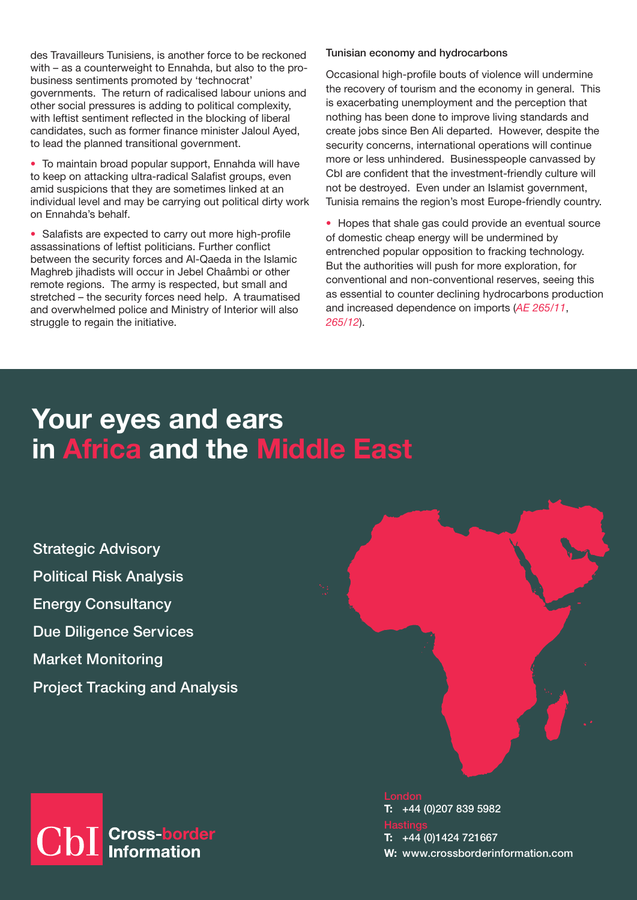des Travailleurs Tunisiens, is another force to be reckoned with – as a counterweight to Ennahda, but also to the pro-business sentiments promoted by 'technocrat' governments. The return of radicalised labour unions and other social pressures is adding to political complexity, with leftist sentiment reflected in the blocking of liberal candidates, such as former finance minister Jaloul Ayed, to lead the planned transitional government.

- To maintain broad popular support, Ennahda will have to keep on attacking ultra-radical Salafist groups, even amid suspicions that they are sometimes linked at an individual level and may be carrying out political dirty work on Ennahda's behalf.
- Salafists are expected to carry out more high-profile assassinations of leftist politicians. Further conflict between the security forces and Al-Qaeda in the Islamic Maghreb jihadists will occur in Jebel Chaâmbi or other remote regions. The army is respected, but small and stretched – the security forces need help. A traumatised and overwhelmed police and Ministry of Interior will also struggle to regain the initiative.

### Tunisian economy and hydrocarbons

Occasional high-profile bouts of violence will undermine the recovery of tourism and the economy in general. This is exacerbating unemployment and the perception that nothing has been done to improve living standards and create jobs since Ben Ali departed. However, despite the security concerns, international operations will continue more or less unhindered. Businesspeople canvassed by CbI are confident that the investment-friendly culture will not be destroyed. Even under an Islamist government, Tunisia remains the region's most Europe-friendly country.

- Hopes that shale gas could provide an eventual source of domestic cheap energy will be undermined by entrenched popular opposition to fracking technology. But the authorities will push for more exploration, for conventional and non-conventional reserves, seeing this as essential to counter declining hydrocarbons production and increased dependence on imports (*AE 265/11*, *265/12*).

# Your eyes and ears in Africa and the Middle East

Strategic Advisory

Political Risk Analysis

Energy Consultancy

Due Diligence Services

Market Monitoring

Project Tracking and Analysis

**CbI Cross-border Information**

London
**T:** +44 (0)207 839 5982

Hastings
**T:** +44 (0)1424 721667

**W:** www.crossborderinformation.com